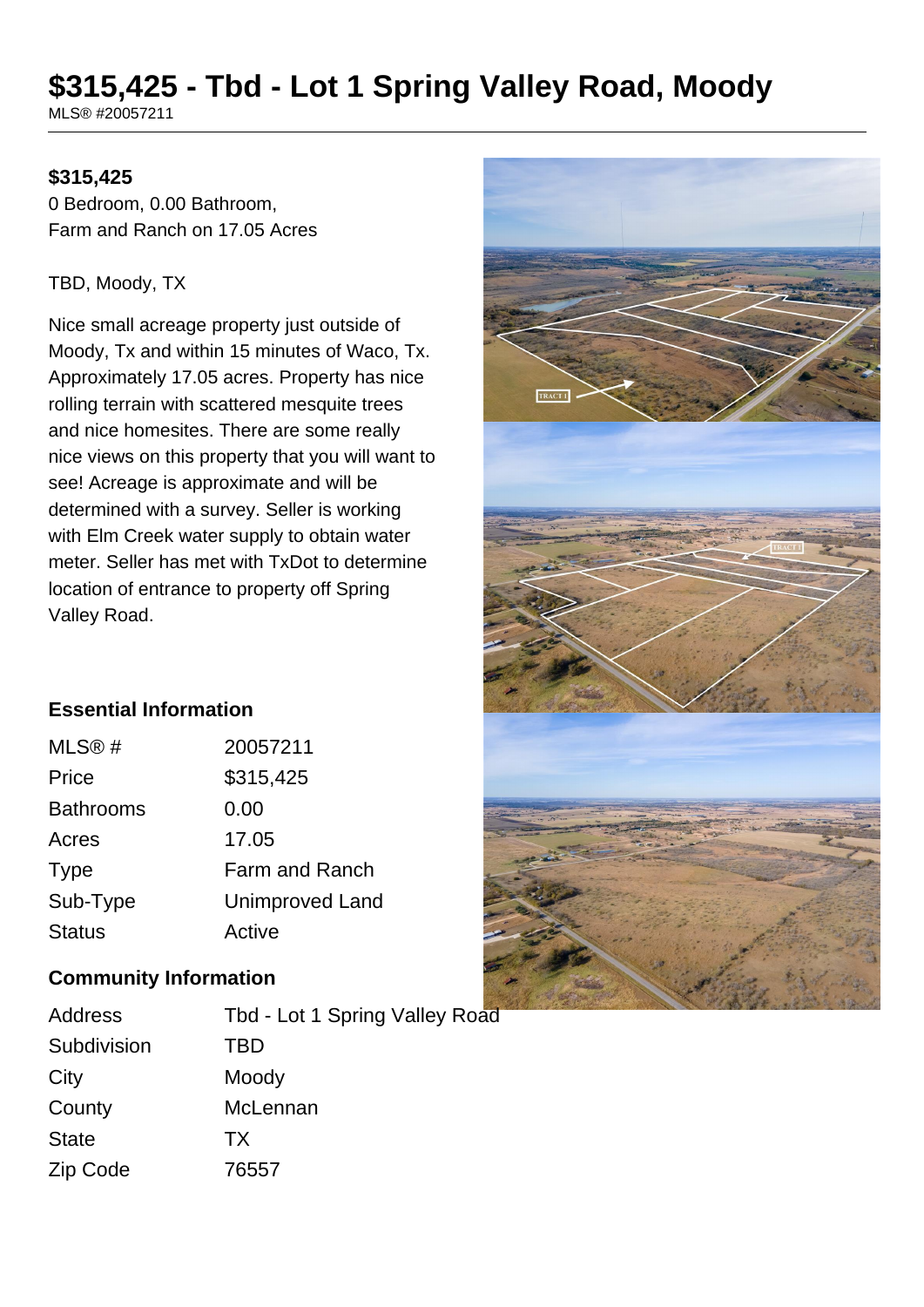# $315,425 - Tbd - Lot 1 Spring Valley Road, Moody

MLS® #20057211

**$315,425**

0 Bedroom, 0.00 Bathroom,
Farm and Ranch on 17.05 Acres

TBD, Moody, TX

Nice small acreage property just outside of Moody, Tx and within 15 minutes of Waco, Tx. Approximately 17.05 acres. Property has nice rolling terrain with scattered mesquite trees and nice homesites. There are some really nice views on this property that you will want to see! Acreage is approximate and will be determined with a survey. Seller is working with Elm Creek water supply to obtain water meter. Seller has met with TxDot to determine location of entrance to property off Spring Valley Road.

## Essential Information

| | |
|---|---|
| MLS® # | 20057211 |
| Price | $315,425 |
| Bathrooms | 0.00 |
| Acres | 17.05 |
| Type | Farm and Ranch |
| Sub-Type | Unimproved Land |
| Status | Active |

## Community Information

| | |
|---|---|
| Address | Tbd - Lot 1 Spring Valley Road |
| Subdivision | TBD |
| City | Moody |
| County | McLennan |
| State | TX |
| Zip Code | 76557 |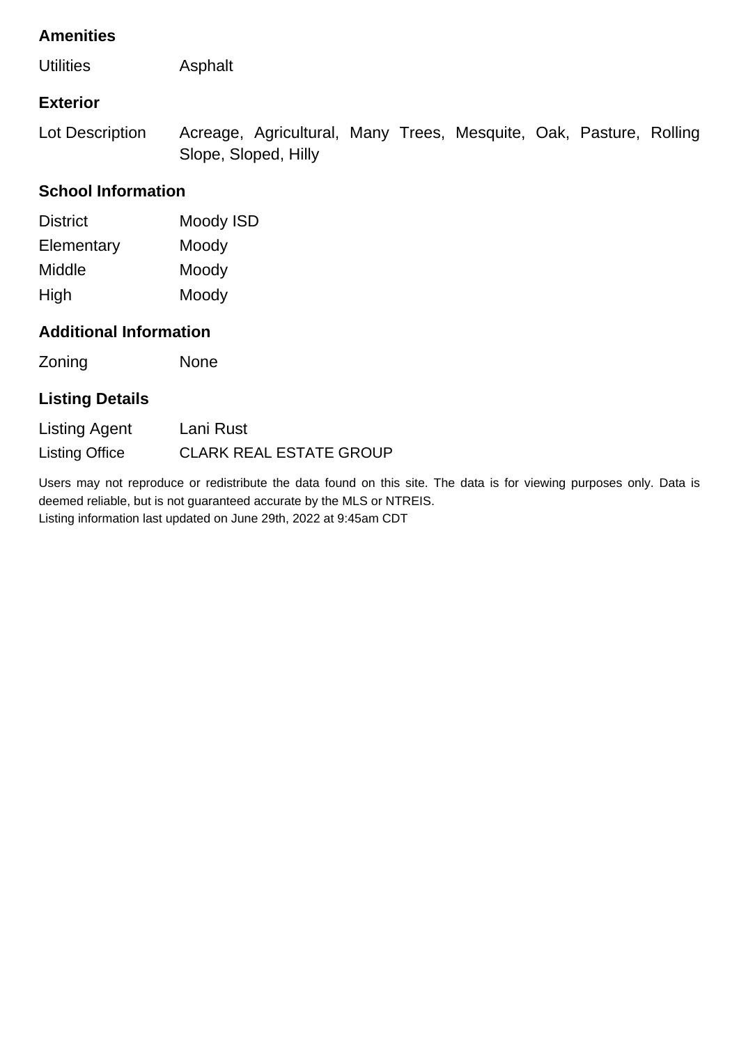## Amenities

| | |
|---|---|
| Utilities | Asphalt |

## Exterior

| | |
|---|---|
| Lot Description | Acreage, Agricultural, Many Trees, Mesquite, Oak, Pasture, Rolling Slope, Sloped, Hilly |

## School Information

| | |
|---|---|
| District | Moody ISD |
| Elementary | Moody |
| Middle | Moody |
| High | Moody |

## Additional Information

| | |
|---|---|
| Zoning | None |

## Listing Details

| | |
|---|---|
| Listing Agent | Lani Rust |
| Listing Office | CLARK REAL ESTATE GROUP |

Users may not reproduce or redistribute the data found on this site. The data is for viewing purposes only. Data is deemed reliable, but is not guaranteed accurate by the MLS or NTREIS.
Listing information last updated on June 29th, 2022 at 9:45am CDT